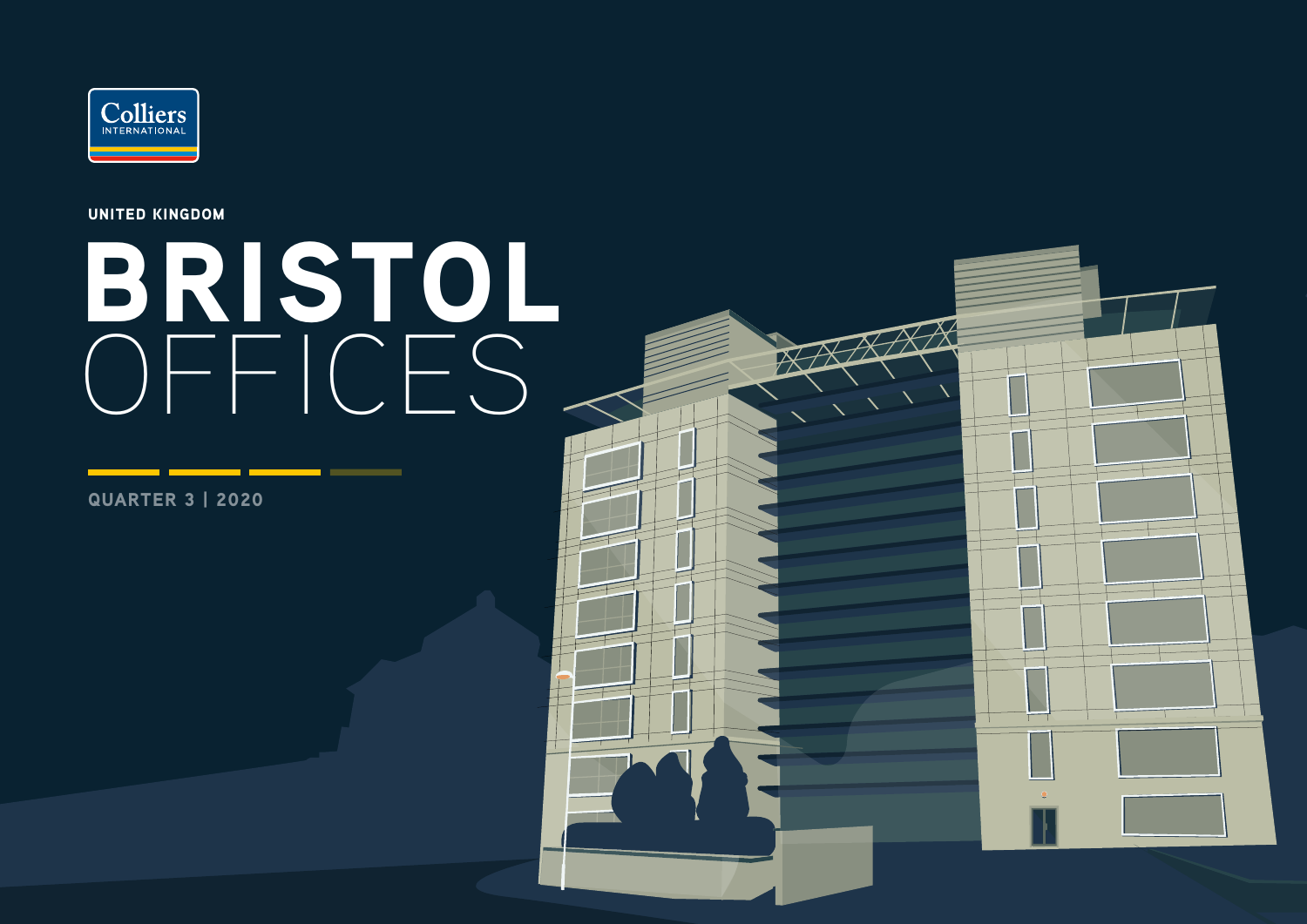Colliers INTERNATIONAL

UNITED KINGDOM

# BRISTOL OFFICES

QUARTER 3 | 2020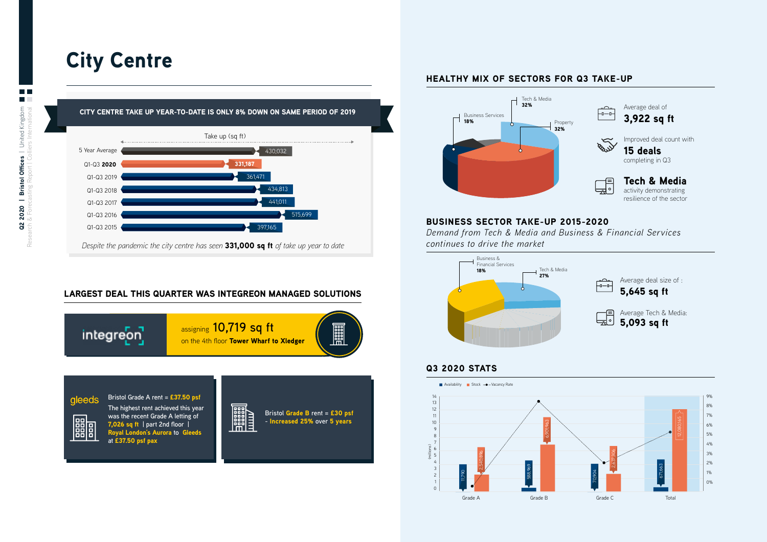# City Centre

**CITY CENTRE TAKE UP YEAR-TO-DATE IS ONLY 8% DOWN ON SAME PERIOD OF 2019**

Take up (sq ft)

| Period | Take up (sq ft) |
|---|---|
| 5 Year Average | 430,032 |
| Q1-Q3 **2020** | **331,187** |
| Q1-Q3 2019 | 361,471 |
| Q1-Q3 2018 | 434,813 |
| Q1-Q3 2017 | 441,011 |
| Q1-Q3 2016 | 515,699 |
| Q1-Q3 2015 | 397,165 |

*Despite the pandemic the city centre has seen* **331,000 sq ft** *of take up year to date*

## LARGEST DEAL THIS QUARTER WAS INTEGREON MANAGED SOLUTIONS

integreon

assigning **10,719 sq ft** on the 4th floor **Tower Wharf to Xledger**

gleeds

Bristol Grade A rent = **£37.50 psf**

The highest rent achieved this year was the recent Grade A letting of **7,026 sq ft** | part 2nd floor | **Royal London's Aurora** to **Gleeds** at **£37.50 psf pax**

Bristol **Grade B** rent = **£30 psf** - **Increased 25%** over **5 years**

## HEALTHY MIX OF SECTORS FOR Q3 TAKE-UP

- Tech & Media **32%**
- Property **32%**
- Business Services **18%**

Average deal of **3,922 sq ft**

Improved deal count with **15 deals** completing in Q3

**Tech & Media** activity demonstrating resilience of the sector

## BUSINESS SECTOR TAKE-UP 2015-2020

*Demand from Tech & Media and Business & Financial Services continues to drive the market*

- Business & Financial Services **18%**
- Tech & Media **27%**

Average deal size of : **5,645 sq ft**

Average Tech & Media: **5,093 sq ft**

## Q3 2020 STATS

Availability | Stock | Vacancy Rate

| | Availability | Stock |
|---|---|---|
| Grade A | 11,790 | 2,340,896 |
| Grade B | 588,969 | 6,901,963 |
| Grade C | 70,904 | 2,637,306 |
| Total | 671,663 | 12,080,165 |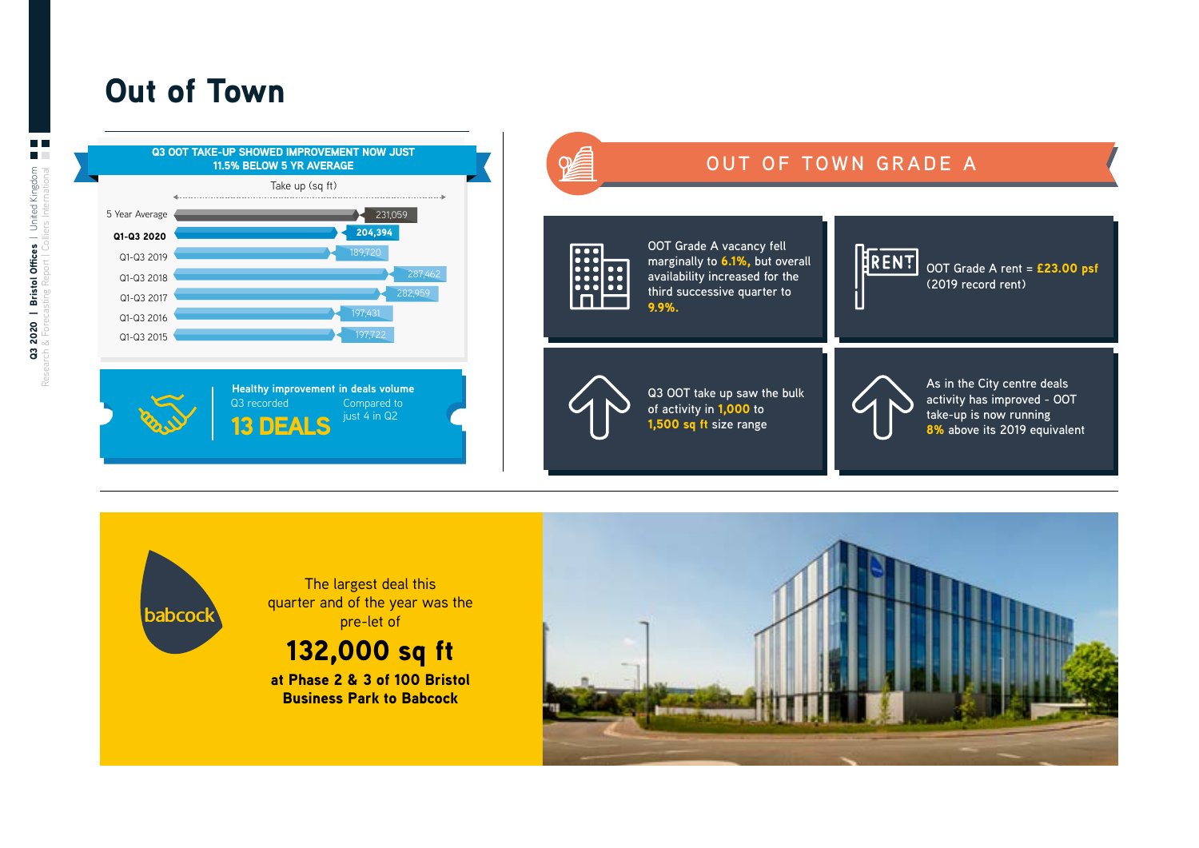# Out of Town

**Q3 OOT TAKE-UP SHOWED IMPROVEMENT NOW JUST 11.5% BELOW 5 YR AVERAGE**

Take up (sq ft)

| Period | Take up (sq ft) |
|---|---|
| 5 Year Average | 231,059 |
| **Q1-Q3 2020** | **204,394** |
| Q1-Q3 2019 | 189,720 |
| Q1-Q3 2018 | 287,462 |
| Q1-Q3 2017 | 282,959 |
| Q1-Q3 2016 | 197,431 |
| Q1-Q3 2015 | 197,722 |

**Healthy improvement in deals volume**

Q3 recorded **13 DEALS**

Compared to just 4 in Q2

## OUT OF TOWN GRADE A

OOT Grade A vacancy fell marginally to **6.1%**, but overall availability increased for the third successive quarter to **9.9%.**

OOT Grade A rent = **£23.00 psf** (2019 record rent)

Q3 OOT take up saw the bulk of activity in **1,000** to **1,500 sq ft** size range

As in the City centre deals activity has improved - OOT take-up is now running **8%** above its 2019 equivalent

babcock

The largest deal this quarter and of the year was the pre-let of

**132,000 sq ft**

**at Phase 2 & 3 of 100 Bristol Business Park to Babcock**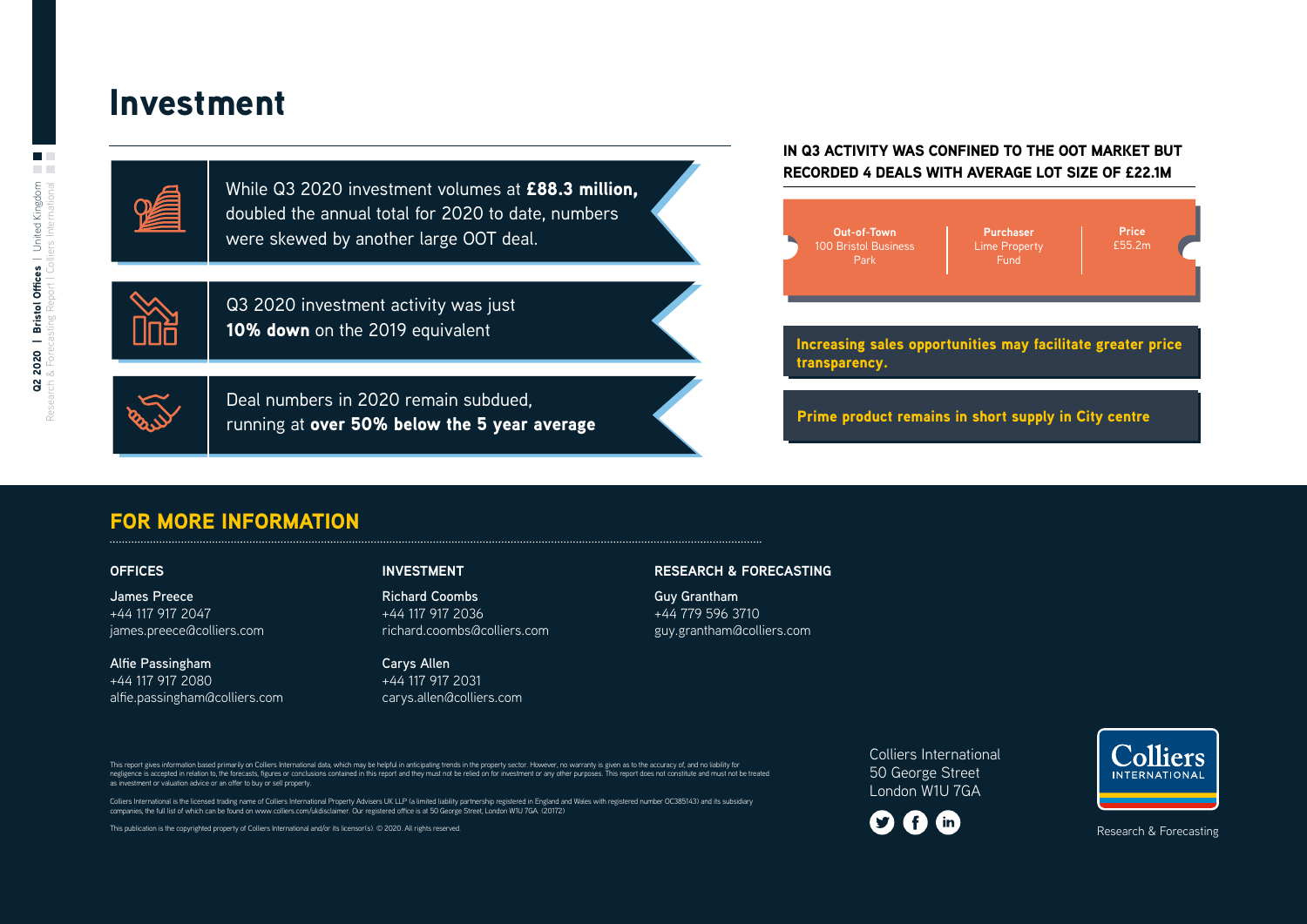# Investment

While Q3 2020 investment volumes at **£88.3 million,** doubled the annual total for 2020 to date, numbers were skewed by another large OOT deal.

Q3 2020 investment activity was just **10% down** on the 2019 equivalent

Deal numbers in 2020 remain subdued, running at **over 50% below the 5 year average**

**IN Q3 ACTIVITY WAS CONFINED TO THE OOT MARKET BUT RECORDED 4 DEALS WITH AVERAGE LOT SIZE OF £22.1M**

| Out-of-Town | Purchaser | Price |
|---|---|---|
| 100 Bristol Business Park | Lime Property Fund | £55.2m |

**Increasing sales opportunities may facilitate greater price transparency.**

**Prime product remains in short supply in City centre**

## FOR MORE INFORMATION

**OFFICES**

James Preece
+44 117 917 2047
james.preece@colliers.com

Alfie Passingham
+44 117 917 2080
alfie.passingham@colliers.com

**INVESTMENT**

Richard Coombs
+44 117 917 2036
richard.coombs@colliers.com

Carys Allen
+44 117 917 2031
carys.allen@colliers.com

**RESEARCH & FORECASTING**

Guy Grantham
+44 779 596 3710
guy.grantham@colliers.com

This report gives information based primarily on Colliers International data, which may be helpful in anticipating trends in the property sector. However, no warranty is given as to the accuracy of, and no liability for negligence is accepted in relation to, the forecasts, figures or conclusions contained in this report and they must not be relied on for investment or any other purposes. This report does not constitute and must not be treated as investment or valuation advice or an offer to buy or sell property.

Colliers International is the licensed trading name of Colliers International Property Advisers UK LLP (a limited liability partnership registered in England and Wales with registered number OC385143) and its subsidiary companies, the full list of which can be found on www.colliers.com/ukdisclaimer. Our registered office is at 50 George Street, London W1U 7GA. (20172)

This publication is the copyrighted property of Colliers International and/or its licensor(s). © 2020. All rights reserved.

Colliers International
50 George Street
London W1U 7GA

Colliers INTERNATIONAL

Research & Forecasting